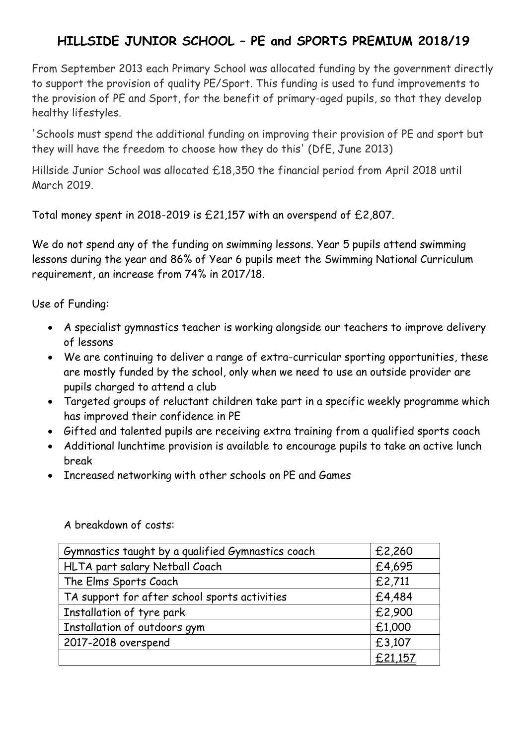# HILLSIDE JUNIOR SCHOOL – PE and SPORTS PREMIUM 2018/19

From September 2013 each Primary School was allocated funding by the government directly to support the provision of quality PE/Sport. This funding is used to fund improvements to the provision of PE and Sport, for the benefit of primary-aged pupils, so that they develop healthy lifestyles.

'Schools must spend the additional funding on improving their provision of PE and sport but they will have the freedom to choose how they do this' (DfE, June 2013)

Hillside Junior School was allocated £18,350 the financial period from April 2018 until March 2019.

Total money spent in 2018-2019 is £21,157 with an overspend of £2,807.

We do not spend any of the funding on swimming lessons. Year 5 pupils attend swimming lessons during the year and 86% of Year 6 pupils meet the Swimming National Curriculum requirement, an increase from 74% in 2017/18.

Use of Funding:

- A specialist gymnastics teacher is working alongside our teachers to improve delivery of lessons
- We are continuing to deliver a range of extra-curricular sporting opportunities, these are mostly funded by the school, only when we need to use an outside provider are pupils charged to attend a club
- Targeted groups of reluctant children take part in a specific weekly programme which has improved their confidence in PE
- Gifted and talented pupils are receiving extra training from a qualified sports coach
- Additional lunchtime provision is available to encourage pupils to take an active lunch break
- Increased networking with other schools on PE and Games

A breakdown of costs:

| | |
|---|---|
| Gymnastics taught by a qualified Gymnastics coach | £2,260 |
| HLTA part salary Netball Coach | £4,695 |
| The Elms Sports Coach | £2,711 |
| TA support for after school sports activities | £4,484 |
| Installation of tyre park | £2,900 |
| Installation of outdoors gym | £1,000 |
| 2017-2018 overspend | £3,107 |
| | £21,157 |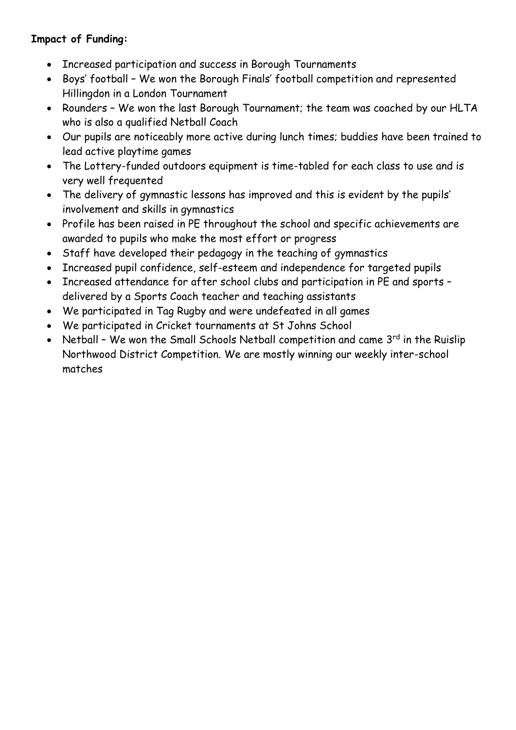**Impact of Funding:**

- Increased participation and success in Borough Tournaments
- Boys' football – We won the Borough Finals' football competition and represented Hillingdon in a London Tournament
- Rounders – We won the last Borough Tournament; the team was coached by our HLTA who is also a qualified Netball Coach
- Our pupils are noticeably more active during lunch times; buddies have been trained to lead active playtime games
- The Lottery-funded outdoors equipment is time-tabled for each class to use and is very well frequented
- The delivery of gymnastic lessons has improved and this is evident by the pupils' involvement and skills in gymnastics
- Profile has been raised in PE throughout the school and specific achievements are awarded to pupils who make the most effort or progress
- Staff have developed their pedagogy in the teaching of gymnastics
- Increased pupil confidence, self-esteem and independence for targeted pupils
- Increased attendance for after school clubs and participation in PE and sports – delivered by a Sports Coach teacher and teaching assistants
- We participated in Tag Rugby and were undefeated in all games
- We participated in Cricket tournaments at St Johns School
- Netball – We won the Small Schools Netball competition and came 3rd in the Ruislip Northwood District Competition. We are mostly winning our weekly inter-school matches